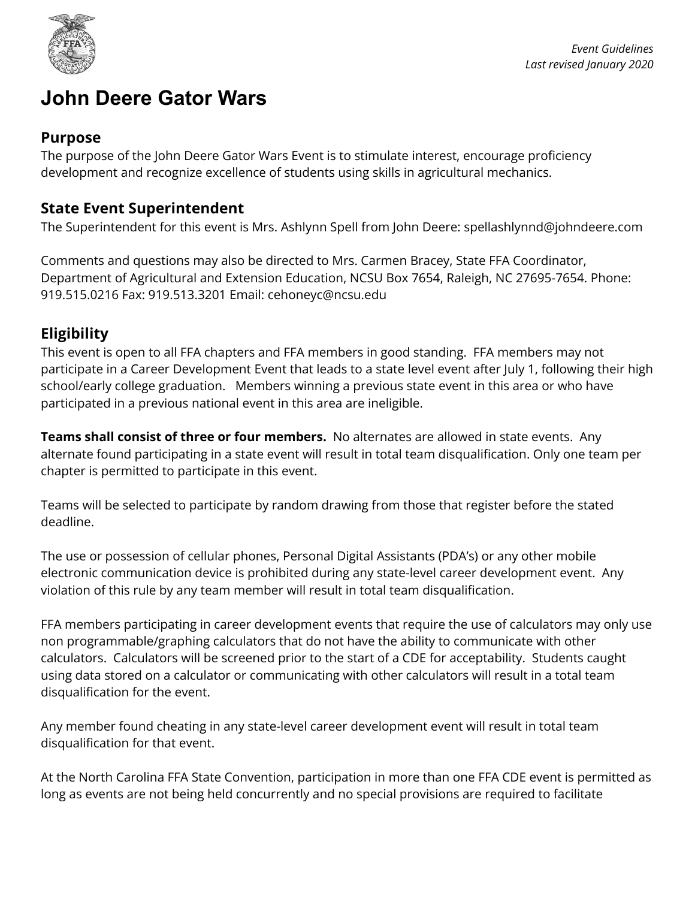*Event Guidelines*
*Last revised January 2020*

# John Deere Gator Wars

## Purpose

The purpose of the John Deere Gator Wars Event is to stimulate interest, encourage proficiency development and recognize excellence of students using skills in agricultural mechanics.

## State Event Superintendent

The Superintendent for this event is Mrs. Ashlynn Spell from John Deere: spellashlynnd@johndeere.com

Comments and questions may also be directed to Mrs. Carmen Bracey, State FFA Coordinator, Department of Agricultural and Extension Education, NCSU Box 7654, Raleigh, NC 27695-7654. Phone: 919.515.0216 Fax: 919.513.3201 Email: cehoneyc@ncsu.edu

## Eligibility

This event is open to all FFA chapters and FFA members in good standing. FFA members may not participate in a Career Development Event that leads to a state level event after July 1, following their high school/early college graduation. Members winning a previous state event in this area or who have participated in a previous national event in this area are ineligible.

**Teams shall consist of three or four members.** No alternates are allowed in state events. Any alternate found participating in a state event will result in total team disqualification. Only one team per chapter is permitted to participate in this event.

Teams will be selected to participate by random drawing from those that register before the stated deadline.

The use or possession of cellular phones, Personal Digital Assistants (PDA's) or any other mobile electronic communication device is prohibited during any state-level career development event. Any violation of this rule by any team member will result in total team disqualification.

FFA members participating in career development events that require the use of calculators may only use non programmable/graphing calculators that do not have the ability to communicate with other calculators. Calculators will be screened prior to the start of a CDE for acceptability. Students caught using data stored on a calculator or communicating with other calculators will result in a total team disqualification for the event.

Any member found cheating in any state-level career development event will result in total team disqualification for that event.

At the North Carolina FFA State Convention, participation in more than one FFA CDE event is permitted as long as events are not being held concurrently and no special provisions are required to facilitate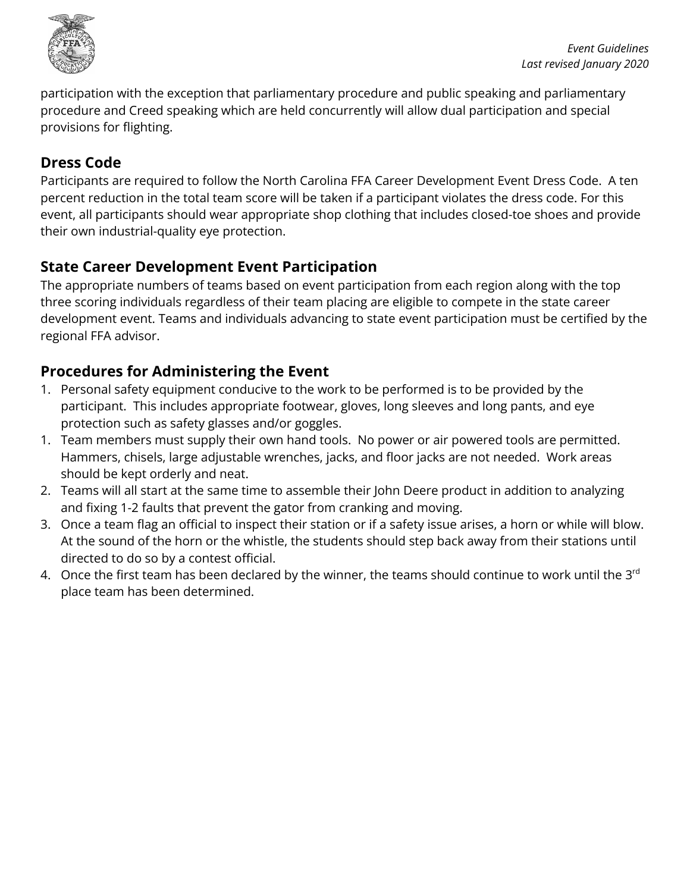participation with the exception that parliamentary procedure and public speaking and parliamentary procedure and Creed speaking which are held concurrently will allow dual participation and special provisions for flighting.

## Dress Code

Participants are required to follow the North Carolina FFA Career Development Event Dress Code. A ten percent reduction in the total team score will be taken if a participant violates the dress code. For this event, all participants should wear appropriate shop clothing that includes closed-toe shoes and provide their own industrial-quality eye protection.

## State Career Development Event Participation

The appropriate numbers of teams based on event participation from each region along with the top three scoring individuals regardless of their team placing are eligible to compete in the state career development event. Teams and individuals advancing to state event participation must be certified by the regional FFA advisor.

## Procedures for Administering the Event

1. Personal safety equipment conducive to the work to be performed is to be provided by the participant. This includes appropriate footwear, gloves, long sleeves and long pants, and eye protection such as safety glasses and/or goggles.
1. Team members must supply their own hand tools. No power or air powered tools are permitted. Hammers, chisels, large adjustable wrenches, jacks, and floor jacks are not needed. Work areas should be kept orderly and neat.
2. Teams will all start at the same time to assemble their John Deere product in addition to analyzing and fixing 1-2 faults that prevent the gator from cranking and moving.
3. Once a team flag an official to inspect their station or if a safety issue arises, a horn or while will blow. At the sound of the horn or the whistle, the students should step back away from their stations until directed to do so by a contest official.
4. Once the first team has been declared by the winner, the teams should continue to work until the 3rd place team has been determined.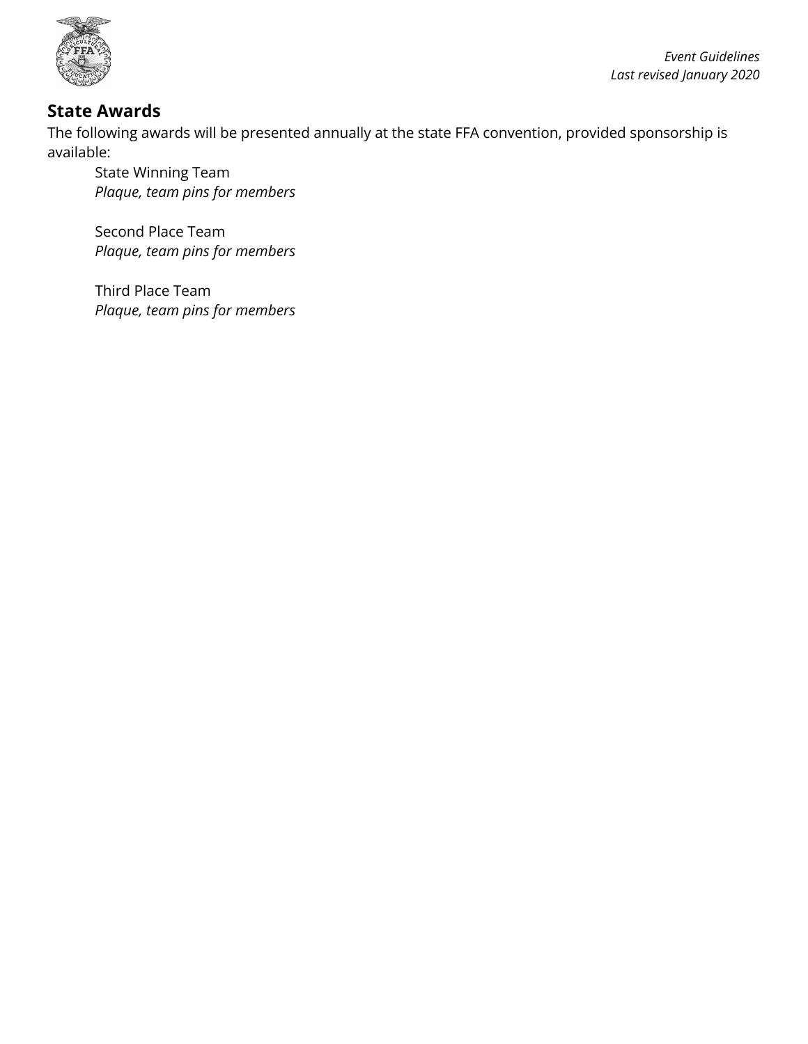## State Awards

The following awards will be presented annually at the state FFA convention, provided sponsorship is available:

State Winning Team
*Plaque, team pins for members*

Second Place Team
*Plaque, team pins for members*

Third Place Team
*Plaque, team pins for members*